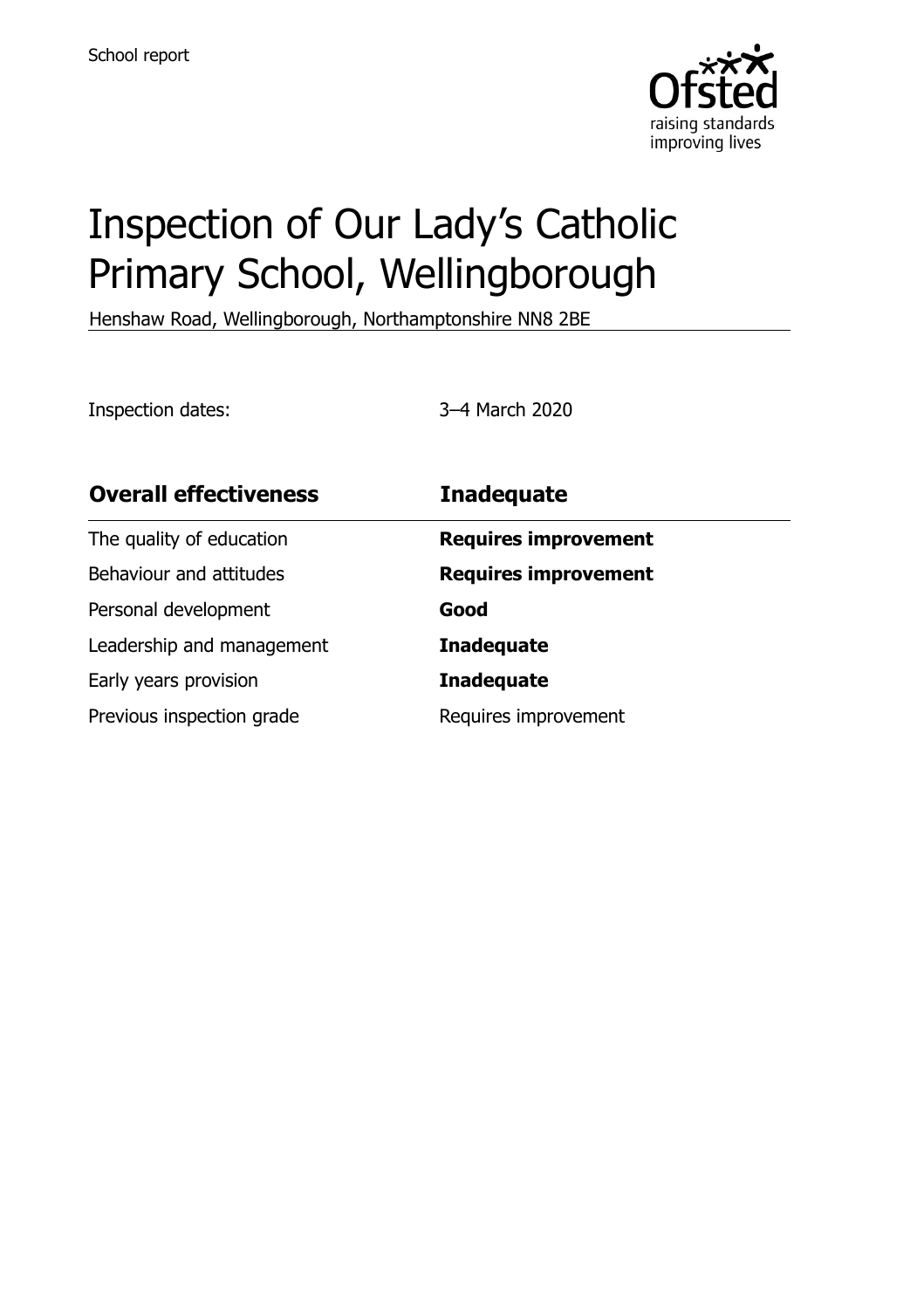School report

# Inspection of Our Lady's Catholic Primary School, Wellingborough

Henshaw Road, Wellingborough, Northamptonshire NN8 2BE

Inspection dates: 3–4 March 2020

| **Overall effectiveness** | **Inadequate** |
|---|---|
| The quality of education | **Requires improvement** |
| Behaviour and attitudes | **Requires improvement** |
| Personal development | **Good** |
| Leadership and management | **Inadequate** |
| Early years provision | **Inadequate** |
| Previous inspection grade | Requires improvement |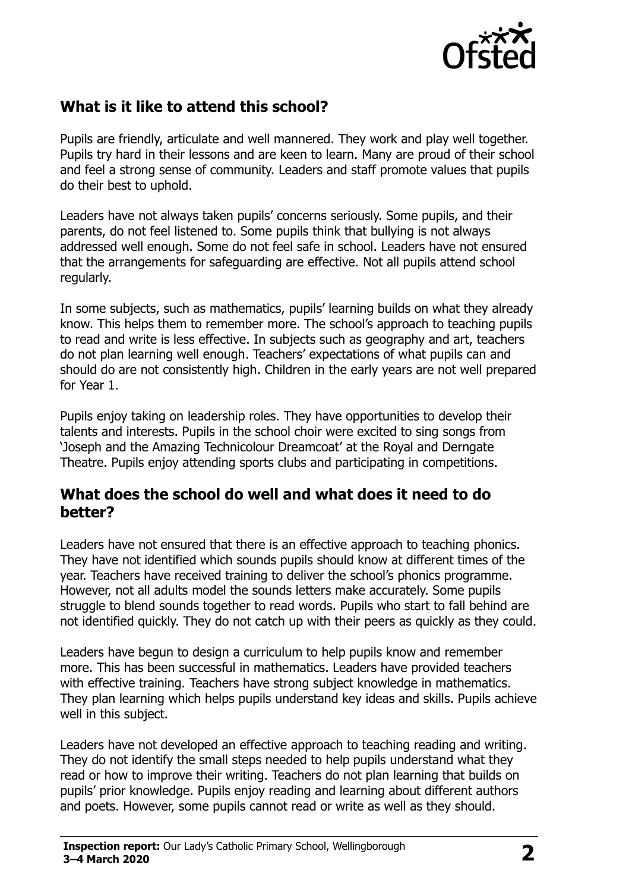## What is it like to attend this school?

Pupils are friendly, articulate and well mannered. They work and play well together. Pupils try hard in their lessons and are keen to learn. Many are proud of their school and feel a strong sense of community. Leaders and staff promote values that pupils do their best to uphold.

Leaders have not always taken pupils' concerns seriously. Some pupils, and their parents, do not feel listened to. Some pupils think that bullying is not always addressed well enough. Some do not feel safe in school. Leaders have not ensured that the arrangements for safeguarding are effective. Not all pupils attend school regularly.

In some subjects, such as mathematics, pupils' learning builds on what they already know. This helps them to remember more. The school's approach to teaching pupils to read and write is less effective. In subjects such as geography and art, teachers do not plan learning well enough. Teachers' expectations of what pupils can and should do are not consistently high. Children in the early years are not well prepared for Year 1.

Pupils enjoy taking on leadership roles. They have opportunities to develop their talents and interests. Pupils in the school choir were excited to sing songs from 'Joseph and the Amazing Technicolour Dreamcoat' at the Royal and Derngate Theatre. Pupils enjoy attending sports clubs and participating in competitions.

## What does the school do well and what does it need to do better?

Leaders have not ensured that there is an effective approach to teaching phonics. They have not identified which sounds pupils should know at different times of the year. Teachers have received training to deliver the school's phonics programme. However, not all adults model the sounds letters make accurately. Some pupils struggle to blend sounds together to read words. Pupils who start to fall behind are not identified quickly. They do not catch up with their peers as quickly as they could.

Leaders have begun to design a curriculum to help pupils know and remember more. This has been successful in mathematics. Leaders have provided teachers with effective training. Teachers have strong subject knowledge in mathematics. They plan learning which helps pupils understand key ideas and skills. Pupils achieve well in this subject.

Leaders have not developed an effective approach to teaching reading and writing. They do not identify the small steps needed to help pupils understand what they read or how to improve their writing. Teachers do not plan learning that builds on pupils' prior knowledge. Pupils enjoy reading and learning about different authors and poets. However, some pupils cannot read or write as well as they should.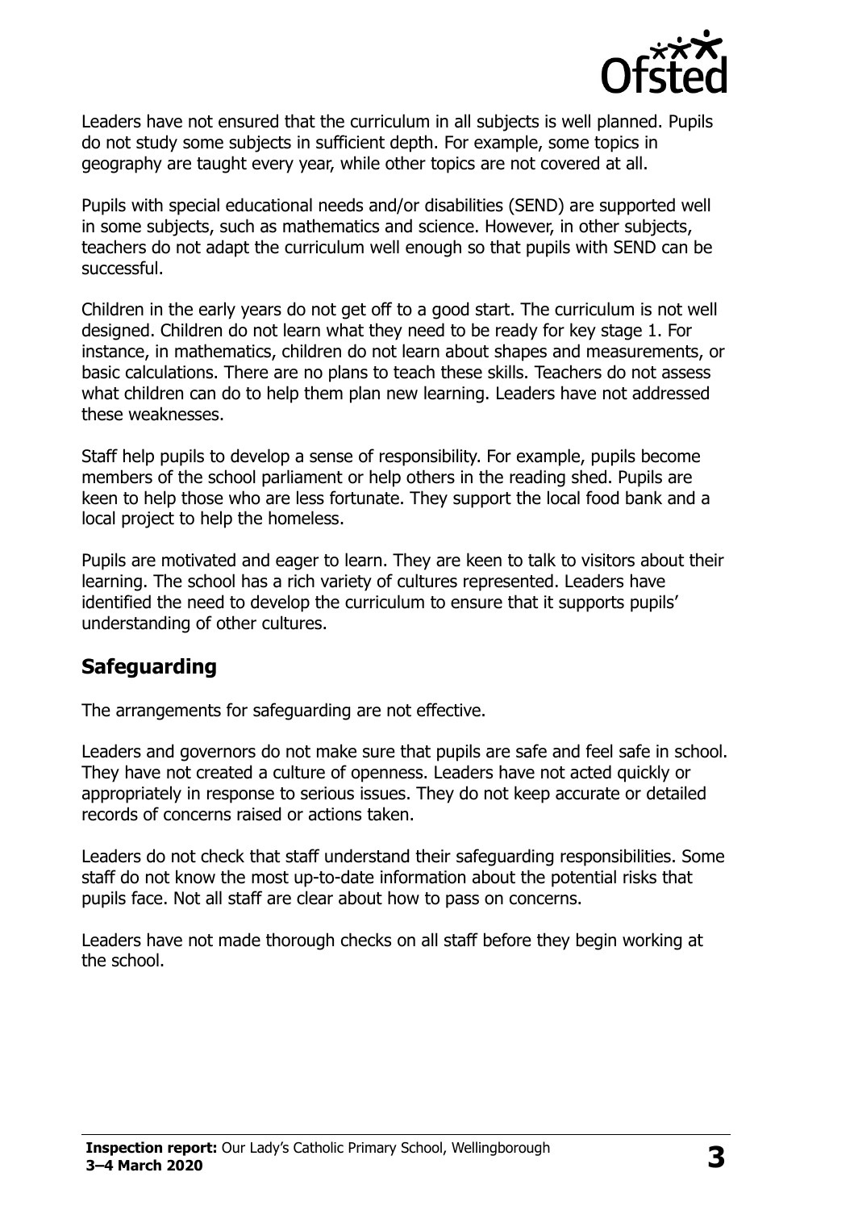Leaders have not ensured that the curriculum in all subjects is well planned. Pupils do not study some subjects in sufficient depth. For example, some topics in geography are taught every year, while other topics are not covered at all.

Pupils with special educational needs and/or disabilities (SEND) are supported well in some subjects, such as mathematics and science. However, in other subjects, teachers do not adapt the curriculum well enough so that pupils with SEND can be successful.

Children in the early years do not get off to a good start. The curriculum is not well designed. Children do not learn what they need to be ready for key stage 1. For instance, in mathematics, children do not learn about shapes and measurements, or basic calculations. There are no plans to teach these skills. Teachers do not assess what children can do to help them plan new learning. Leaders have not addressed these weaknesses.

Staff help pupils to develop a sense of responsibility. For example, pupils become members of the school parliament or help others in the reading shed. Pupils are keen to help those who are less fortunate. They support the local food bank and a local project to help the homeless.

Pupils are motivated and eager to learn. They are keen to talk to visitors about their learning. The school has a rich variety of cultures represented. Leaders have identified the need to develop the curriculum to ensure that it supports pupils' understanding of other cultures.

## Safeguarding

The arrangements for safeguarding are not effective.

Leaders and governors do not make sure that pupils are safe and feel safe in school. They have not created a culture of openness. Leaders have not acted quickly or appropriately in response to serious issues. They do not keep accurate or detailed records of concerns raised or actions taken.

Leaders do not check that staff understand their safeguarding responsibilities. Some staff do not know the most up-to-date information about the potential risks that pupils face. Not all staff are clear about how to pass on concerns.

Leaders have not made thorough checks on all staff before they begin working at the school.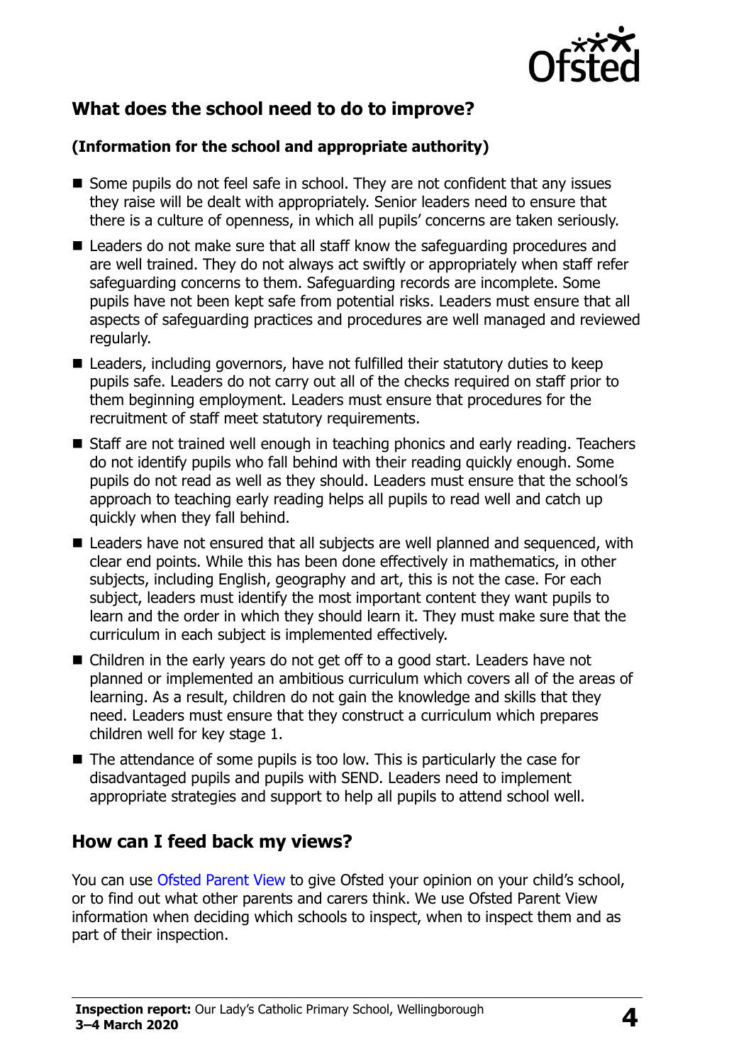## What does the school need to do to improve?

### (Information for the school and appropriate authority)

- Some pupils do not feel safe in school. They are not confident that any issues they raise will be dealt with appropriately. Senior leaders need to ensure that there is a culture of openness, in which all pupils' concerns are taken seriously.
- Leaders do not make sure that all staff know the safeguarding procedures and are well trained. They do not always act swiftly or appropriately when staff refer safeguarding concerns to them. Safeguarding records are incomplete. Some pupils have not been kept safe from potential risks. Leaders must ensure that all aspects of safeguarding practices and procedures are well managed and reviewed regularly.
- Leaders, including governors, have not fulfilled their statutory duties to keep pupils safe. Leaders do not carry out all of the checks required on staff prior to them beginning employment. Leaders must ensure that procedures for the recruitment of staff meet statutory requirements.
- Staff are not trained well enough in teaching phonics and early reading. Teachers do not identify pupils who fall behind with their reading quickly enough. Some pupils do not read as well as they should. Leaders must ensure that the school's approach to teaching early reading helps all pupils to read well and catch up quickly when they fall behind.
- Leaders have not ensured that all subjects are well planned and sequenced, with clear end points. While this has been done effectively in mathematics, in other subjects, including English, geography and art, this is not the case. For each subject, leaders must identify the most important content they want pupils to learn and the order in which they should learn it. They must make sure that the curriculum in each subject is implemented effectively.
- Children in the early years do not get off to a good start. Leaders have not planned or implemented an ambitious curriculum which covers all of the areas of learning. As a result, children do not gain the knowledge and skills that they need. Leaders must ensure that they construct a curriculum which prepares children well for key stage 1.
- The attendance of some pupils is too low. This is particularly the case for disadvantaged pupils and pupils with SEND. Leaders need to implement appropriate strategies and support to help all pupils to attend school well.

## How can I feed back my views?

You can use Ofsted Parent View to give Ofsted your opinion on your child's school, or to find out what other parents and carers think. We use Ofsted Parent View information when deciding which schools to inspect, when to inspect them and as part of their inspection.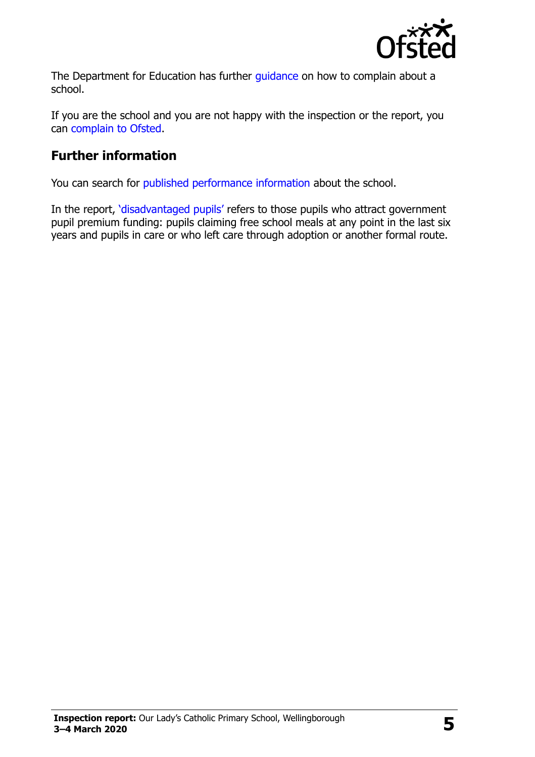The Department for Education has further guidance on how to complain about a school.

If you are the school and you are not happy with the inspection or the report, you can complain to Ofsted.

## Further information

You can search for published performance information about the school.

In the report, 'disadvantaged pupils' refers to those pupils who attract government pupil premium funding: pupils claiming free school meals at any point in the last six years and pupils in care or who left care through adoption or another formal route.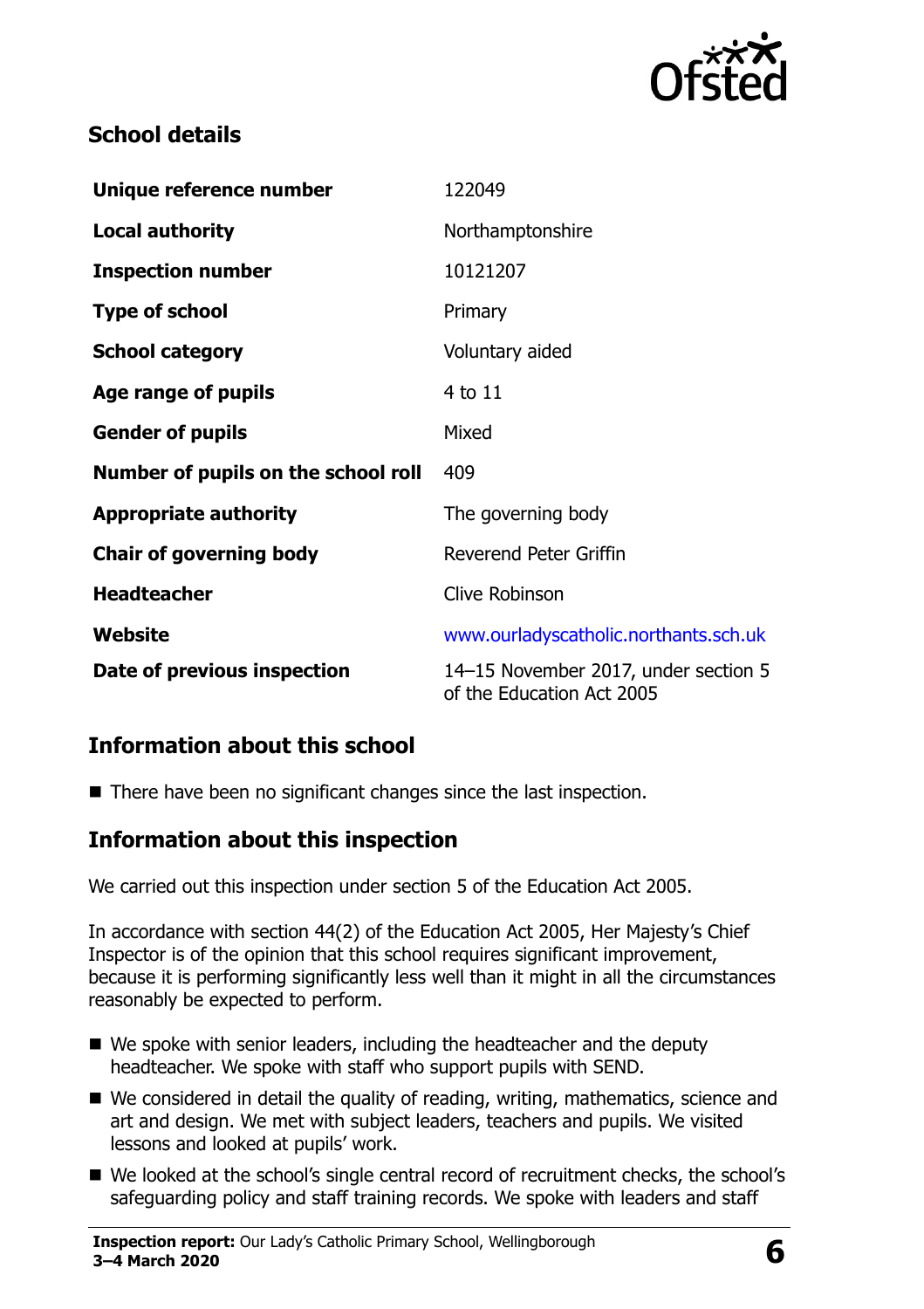## School details

| | |
|---|---|
| **Unique reference number** | 122049 |
| **Local authority** | Northamptonshire |
| **Inspection number** | 10121207 |
| **Type of school** | Primary |
| **School category** | Voluntary aided |
| **Age range of pupils** | 4 to 11 |
| **Gender of pupils** | Mixed |
| **Number of pupils on the school roll** | 409 |
| **Appropriate authority** | The governing body |
| **Chair of governing body** | Reverend Peter Griffin |
| **Headteacher** | Clive Robinson |
| **Website** | www.ourladyscatholic.northants.sch.uk |
| **Date of previous inspection** | 14–15 November 2017, under section 5 of the Education Act 2005 |

## Information about this school

- There have been no significant changes since the last inspection.

## Information about this inspection

We carried out this inspection under section 5 of the Education Act 2005.

In accordance with section 44(2) of the Education Act 2005, Her Majesty's Chief Inspector is of the opinion that this school requires significant improvement, because it is performing significantly less well than it might in all the circumstances reasonably be expected to perform.

- We spoke with senior leaders, including the headteacher and the deputy headteacher. We spoke with staff who support pupils with SEND.
- We considered in detail the quality of reading, writing, mathematics, science and art and design. We met with subject leaders, teachers and pupils. We visited lessons and looked at pupils' work.
- We looked at the school's single central record of recruitment checks, the school's safeguarding policy and staff training records. We spoke with leaders and staff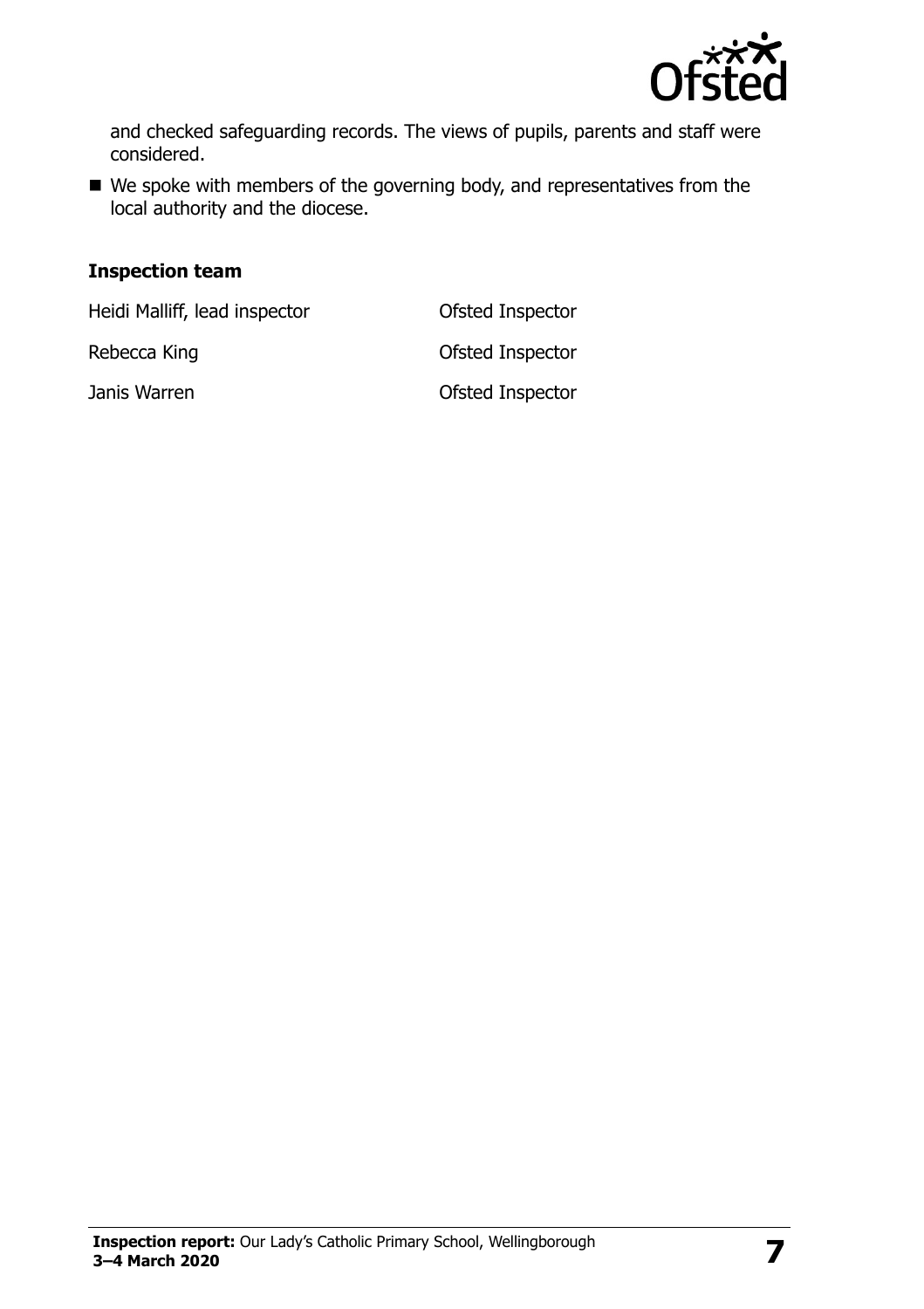and checked safeguarding records. The views of pupils, parents and staff were considered.

- We spoke with members of the governing body, and representatives from the local authority and the diocese.

### Inspection team

| | |
|---|---|
| Heidi Malliff, lead inspector | Ofsted Inspector |
| Rebecca King | Ofsted Inspector |
| Janis Warren | Ofsted Inspector |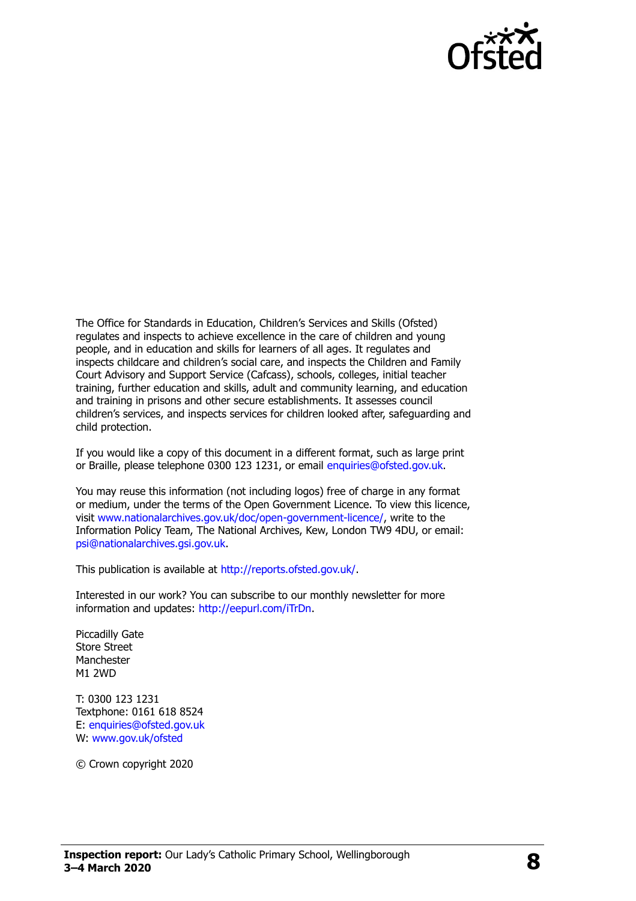The Office for Standards in Education, Children's Services and Skills (Ofsted) regulates and inspects to achieve excellence in the care of children and young people, and in education and skills for learners of all ages. It regulates and inspects childcare and children's social care, and inspects the Children and Family Court Advisory and Support Service (Cafcass), schools, colleges, initial teacher training, further education and skills, adult and community learning, and education and training in prisons and other secure establishments. It assesses council children's services, and inspects services for children looked after, safeguarding and child protection.

If you would like a copy of this document in a different format, such as large print or Braille, please telephone 0300 123 1231, or email enquiries@ofsted.gov.uk.

You may reuse this information (not including logos) free of charge in any format or medium, under the terms of the Open Government Licence. To view this licence, visit www.nationalarchives.gov.uk/doc/open-government-licence/, write to the Information Policy Team, The National Archives, Kew, London TW9 4DU, or email: psi@nationalarchives.gsi.gov.uk.

This publication is available at http://reports.ofsted.gov.uk/.

Interested in our work? You can subscribe to our monthly newsletter for more information and updates: http://eepurl.com/iTrDn.

Piccadilly Gate
Store Street
Manchester
M1 2WD

T: 0300 123 1231
Textphone: 0161 618 8524
E: enquiries@ofsted.gov.uk
W: www.gov.uk/ofsted

© Crown copyright 2020